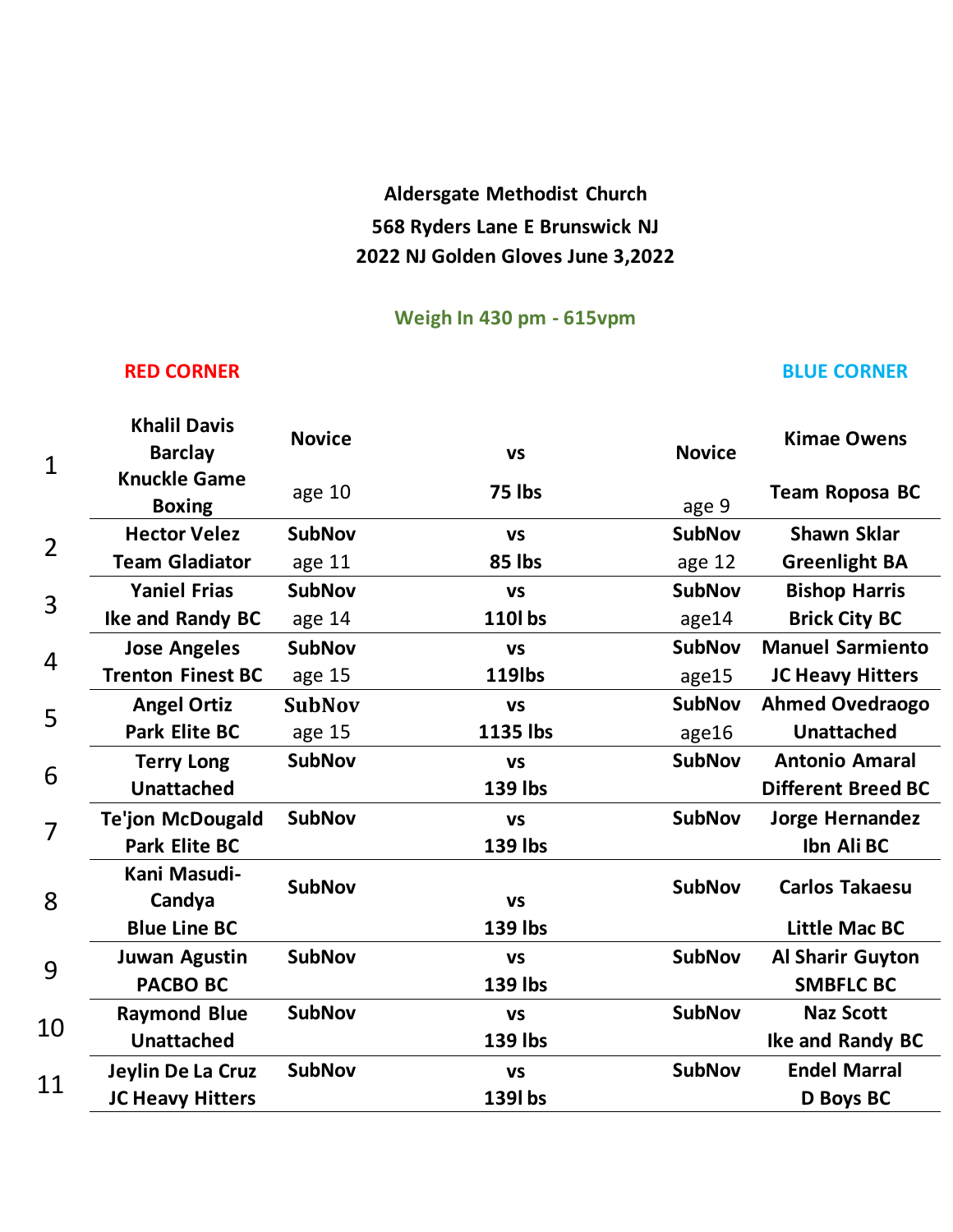**Aldersgate Methodist Church**
**568 Ryders Lane E Brunswick NJ**
**2022 NJ Golden Gloves June 3,2022**

**Weigh In 430 pm - 615vpm**

| # | RED CORNER | | | | BLUE CORNER |
|---|---|---|---|---|---|
| 1 | **Khalil Davis Barclay** **Knuckle Game Boxing** | **Novice** age 10 | **vs** **75 lbs** | **Novice** age 9 | **Kimae Owens** **Team Roposa BC** |
| 2 | **Hector Velez** **Team Gladiator** | **SubNov** age 11 | **vs** **85 lbs** | **SubNov** age 12 | **Shawn Sklar** **Greenlight BA** |
| 3 | **Yaniel Frias** **Ike and Randy BC** | **SubNov** age 14 | **vs** **110l bs** | **SubNov** age14 | **Bishop Harris** **Brick City BC** |
| 4 | **Jose Angeles** **Trenton Finest BC** | **SubNov** age 15 | **vs** **119lbs** | **SubNov** age15 | **Manuel Sarmiento** **JC Heavy Hitters** |
| 5 | **Angel Ortiz** **Park Elite BC** | **SubNov** age 15 | **vs** **1135 lbs** | **SubNov** age16 | **Ahmed Ovedraogo** **Unattached** |
| 6 | **Terry Long** **Unattached** | **SubNov** | **vs** **139 lbs** | **SubNov** | **Antonio Amaral** **Different Breed BC** |
| 7 | **Te'jon McDougald** **Park Elite BC** | **SubNov** | **vs** **139 lbs** | **SubNov** | **Jorge Hernandez** **Ibn Ali BC** |
| 8 | **Kani Masudi-Candya** **Blue Line BC** | **SubNov** | **vs** **139 lbs** | **SubNov** | **Carlos Takaesu** **Little Mac BC** |
| 9 | **Juwan Agustin** **PACBO BC** | **SubNov** | **vs** **139 lbs** | **SubNov** | **Al Sharir Guyton** **SMBFLC BC** |
| 10 | **Raymond Blue** **Unattached** | **SubNov** | **vs** **139 lbs** | **SubNov** | **Naz Scott** **Ike and Randy BC** |
| 11 | **Jeylin De La Cruz** **JC Heavy Hitters** | **SubNov** | **vs** **139l bs** | **SubNov** | **Endel Marral** **D Boys BC** |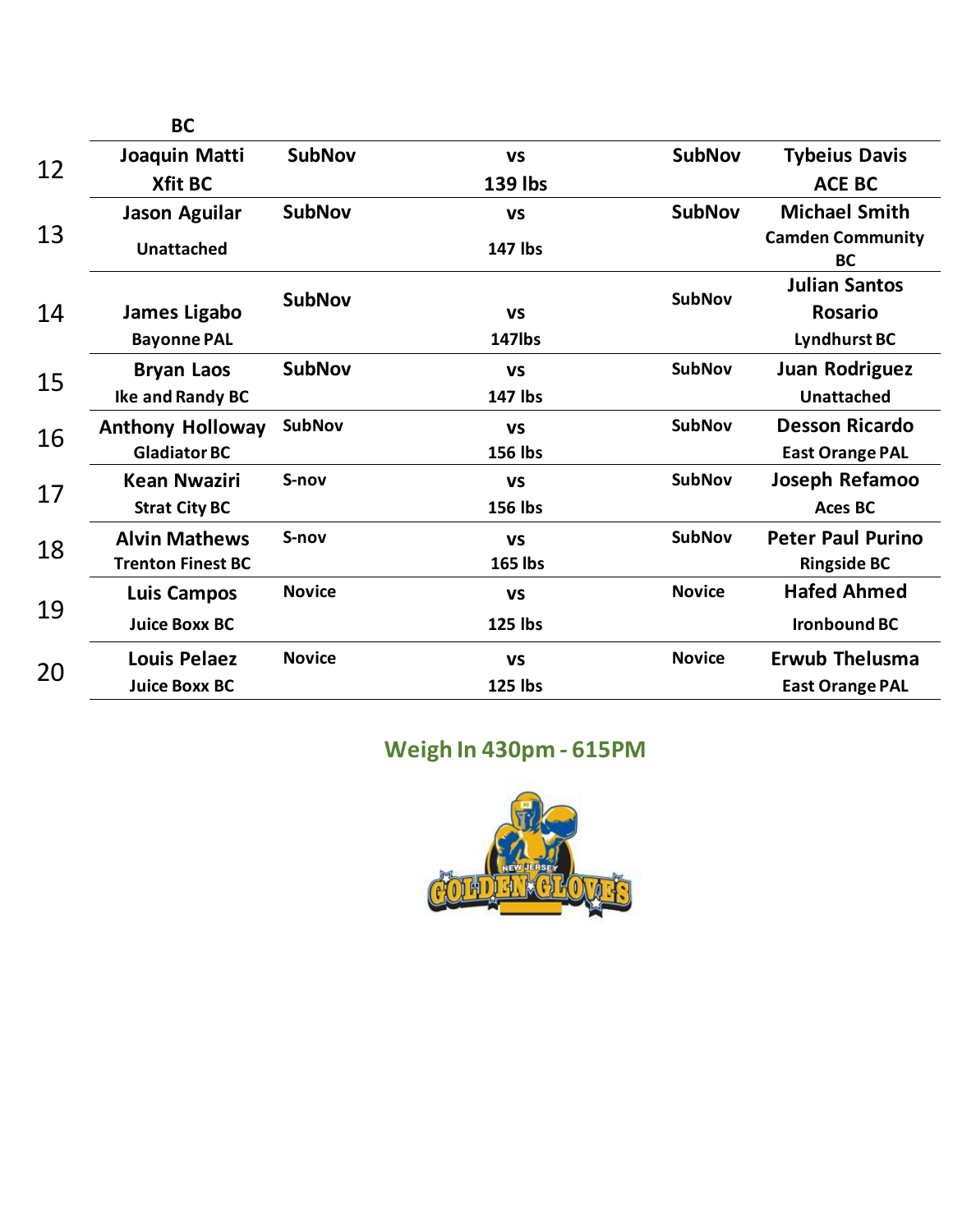| | | | | | |
|---|---|---|---|---|---|
| | BC | | | | |
| 12 | Joaquin Matti<br>Xfit BC | SubNov | vs<br>139 lbs | SubNov | Tybeius Davis<br>ACE BC |
| 13 | Jason Aguilar<br>Unattached | SubNov | vs<br>147 lbs | SubNov | Michael Smith<br>Camden Community BC |
| 14 | James Ligabo<br>Bayonne PAL | SubNov | vs<br>147lbs | SubNov | Julian Santos Rosario<br>Lyndhurst BC |
| 15 | Bryan Laos<br>Ike and Randy BC | SubNov | vs<br>147 lbs | SubNov | Juan Rodriguez<br>Unattached |
| 16 | Anthony Holloway<br>Gladiator BC | SubNov | vs<br>156 lbs | SubNov | Desson Ricardo<br>East Orange PAL |
| 17 | Kean Nwaziri<br>Strat City BC | S-nov | vs<br>156 lbs | SubNov | Joseph Refamoo<br>Aces BC |
| 18 | Alvin Mathews<br>Trenton Finest BC | S-nov | vs<br>165 lbs | SubNov | Peter Paul Purino<br>Ringside BC |
| 19 | Luis Campos<br>Juice Boxx BC | Novice | vs<br>125 lbs | Novice | Hafed Ahmed<br>Ironbound BC |
| 20 | Louis Pelaez<br>Juice Boxx BC | Novice | vs<br>125 lbs | Novice | Erwub Thelusma<br>East Orange PAL |

**Weigh In 430pm - 615PM**

NEW JERSEY GOLDEN GLOVES